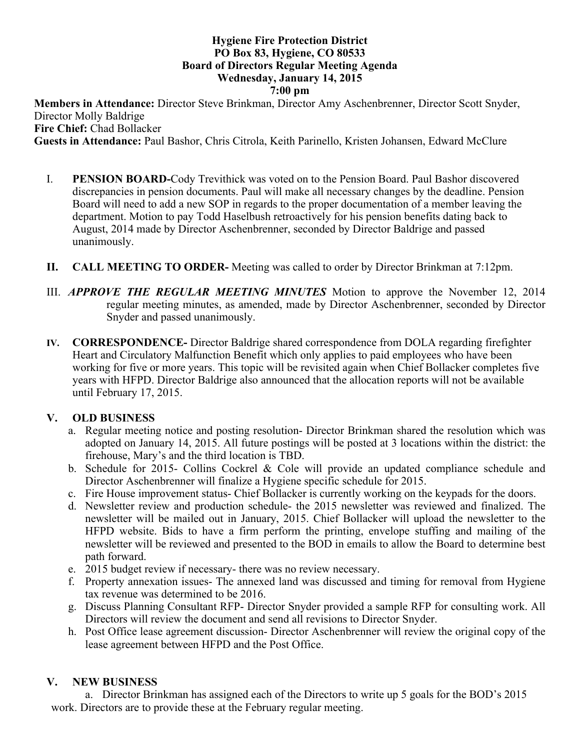**Hygiene Fire Protection District**
**PO Box 83, Hygiene, CO 80533**
**Board of Directors Regular Meeting Agenda**
**Wednesday, January 14, 2015**
**7:00 pm**

**Members in Attendance:** Director Steve Brinkman, Director Amy Aschenbrenner, Director Scott Snyder, Director Molly Baldrige
**Fire Chief:** Chad Bollacker
**Guests in Attendance:** Paul Bashor, Chris Citrola, Keith Parinello, Kristen Johansen, Edward McClure

I. **PENSION BOARD-**Cody Trevithick was voted on to the Pension Board. Paul Bashor discovered discrepancies in pension documents. Paul will make all necessary changes by the deadline. Pension Board will need to add a new SOP in regards to the proper documentation of a member leaving the department. Motion to pay Todd Haselbush retroactively for his pension benefits dating back to August, 2014 made by Director Aschenbrenner, seconded by Director Baldrige and passed unanimously.

**II. CALL MEETING TO ORDER-** Meeting was called to order by Director Brinkman at 7:12pm.

III. ***APPROVE THE REGULAR MEETING MINUTES*** Motion to approve the November 12, 2014 regular meeting minutes, as amended, made by Director Aschenbrenner, seconded by Director Snyder and passed unanimously.

**IV. CORRESPONDENCE-** Director Baldrige shared correspondence from DOLA regarding firefighter Heart and Circulatory Malfunction Benefit which only applies to paid employees who have been working for five or more years. This topic will be revisited again when Chief Bollacker completes five years with HFPD. Director Baldrige also announced that the allocation reports will not be available until February 17, 2015.

**V. OLD BUSINESS**

a. Regular meeting notice and posting resolution- Director Brinkman shared the resolution which was adopted on January 14, 2015. All future postings will be posted at 3 locations within the district: the firehouse, Mary's and the third location is TBD.
b. Schedule for 2015- Collins Cockrel & Cole will provide an updated compliance schedule and Director Aschenbrenner will finalize a Hygiene specific schedule for 2015.
c. Fire House improvement status- Chief Bollacker is currently working on the keypads for the doors.
d. Newsletter review and production schedule- the 2015 newsletter was reviewed and finalized. The newsletter will be mailed out in January, 2015. Chief Bollacker will upload the newsletter to the HFPD website. Bids to have a firm perform the printing, envelope stuffing and mailing of the newsletter will be reviewed and presented to the BOD in emails to allow the Board to determine best path forward.
e. 2015 budget review if necessary- there was no review necessary.
f. Property annexation issues- The annexed land was discussed and timing for removal from Hygiene tax revenue was determined to be 2016.
g. Discuss Planning Consultant RFP- Director Snyder provided a sample RFP for consulting work. All Directors will review the document and send all revisions to Director Snyder.
h. Post Office lease agreement discussion- Director Aschenbrenner will review the original copy of the lease agreement between HFPD and the Post Office.

**V. NEW BUSINESS**

a. Director Brinkman has assigned each of the Directors to write up 5 goals for the BOD's 2015 work. Directors are to provide these at the February regular meeting.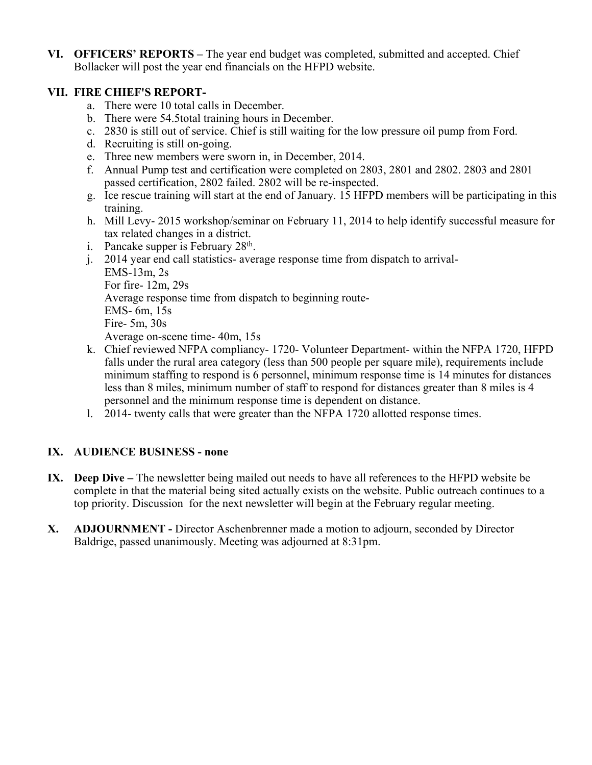**VI. OFFICERS' REPORTS –** The year end budget was completed, submitted and accepted. Chief Bollacker will post the year end financials on the HFPD website.

**VII. FIRE CHIEF'S REPORT-**

a. There were 10 total calls in December.
b. There were 54.5total training hours in December.
c. 2830 is still out of service. Chief is still waiting for the low pressure oil pump from Ford.
d. Recruiting is still on-going.
e. Three new members were sworn in, in December, 2014.
f. Annual Pump test and certification were completed on 2803, 2801 and 2802. 2803 and 2801 passed certification, 2802 failed. 2802 will be re-inspected.
g. Ice rescue training will start at the end of January. 15 HFPD members will be participating in this training.
h. Mill Levy- 2015 workshop/seminar on February 11, 2014 to help identify successful measure for tax related changes in a district.
i. Pancake supper is February 28th.
j. 2014 year end call statistics- average response time from dispatch to arrival-
   EMS-13m, 2s
   For fire- 12m, 29s
   Average response time from dispatch to beginning route-
   EMS- 6m, 15s
   Fire- 5m, 30s
   Average on-scene time- 40m, 15s
k. Chief reviewed NFPA compliancy- 1720- Volunteer Department- within the NFPA 1720, HFPD falls under the rural area category (less than 500 people per square mile), requirements include minimum staffing to respond is 6 personnel, minimum response time is 14 minutes for distances less than 8 miles, minimum number of staff to respond for distances greater than 8 miles is 4 personnel and the minimum response time is dependent on distance.
l. 2014- twenty calls that were greater than the NFPA 1720 allotted response times.

**IX. AUDIENCE BUSINESS - none**

**IX. Deep Dive –** The newsletter being mailed out needs to have all references to the HFPD website be complete in that the material being sited actually exists on the website. Public outreach continues to a top priority. Discussion for the next newsletter will begin at the February regular meeting.

**X. ADJOURNMENT -** Director Aschenbrenner made a motion to adjourn, seconded by Director Baldrige, passed unanimously. Meeting was adjourned at 8:31pm.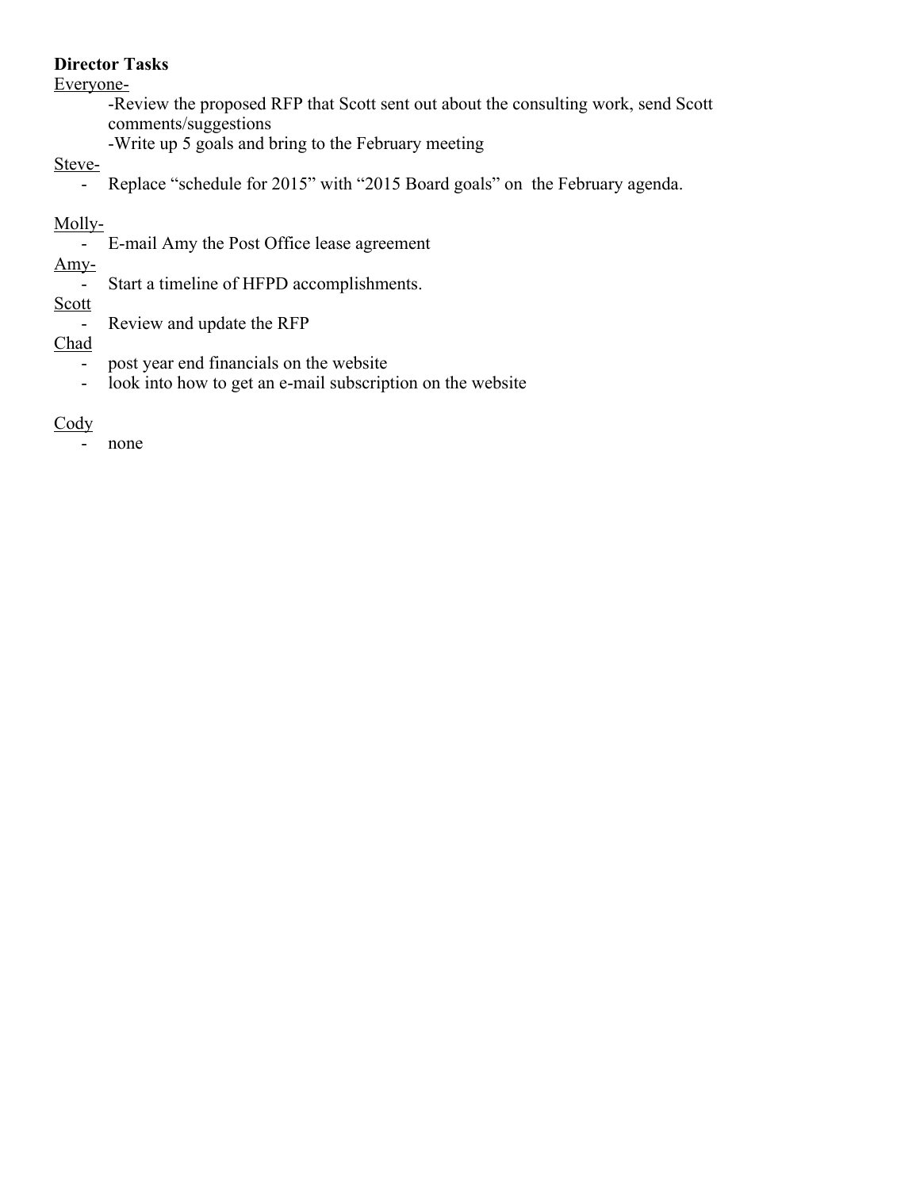**Director Tasks**

Everyone-

-Review the proposed RFP that Scott sent out about the consulting work, send Scott comments/suggestions

-Write up 5 goals and bring to the February meeting

Steve-

- Replace "schedule for 2015" with "2015 Board goals" on the February agenda.

Molly-

- E-mail Amy the Post Office lease agreement

Amy-

- Start a timeline of HFPD accomplishments.

Scott

- Review and update the RFP

Chad

- post year end financials on the website
- look into how to get an e-mail subscription on the website

Cody

- none